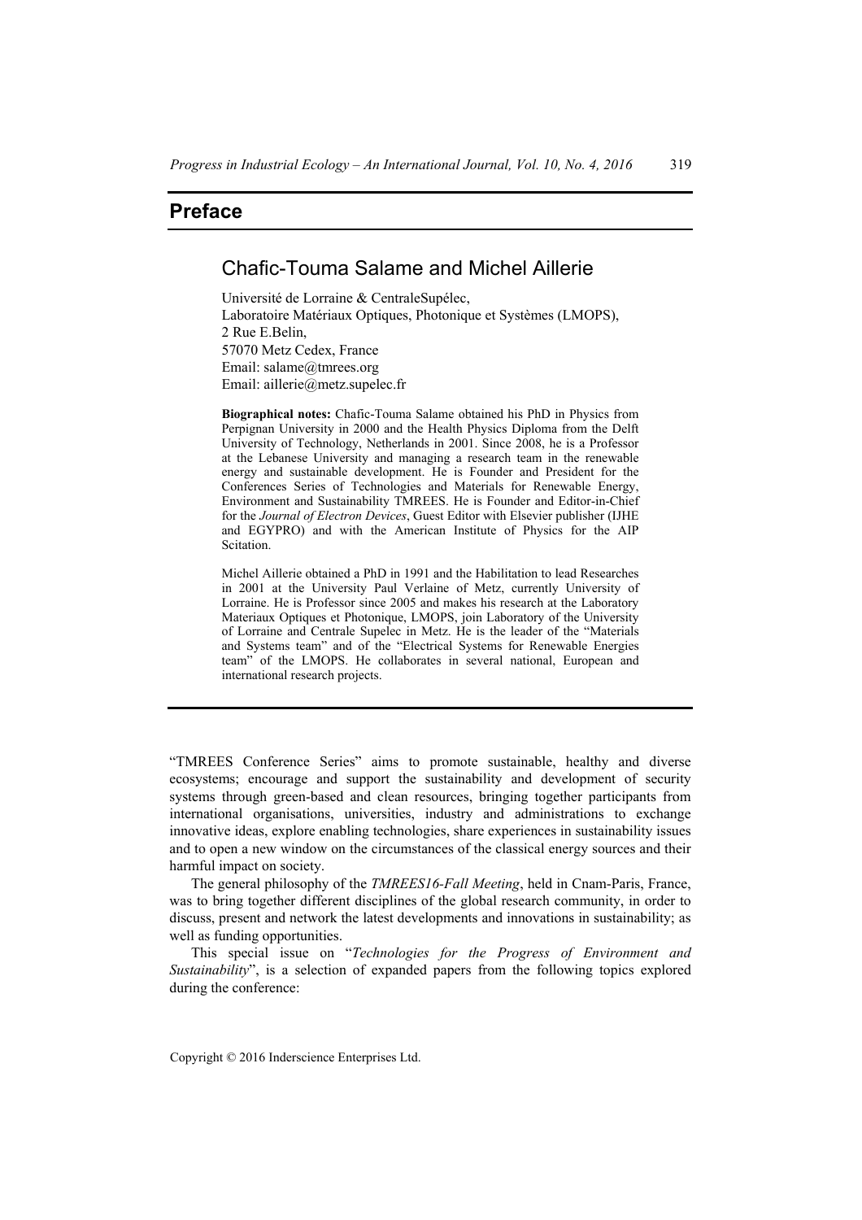# Preface

## Chafic-Touma Salame and Michel Aillerie

Université de Lorraine & CentraleSupélec,
Laboratoire Matériaux Optiques, Photonique et Systèmes (LMOPS),
2 Rue E.Belin,
57070 Metz Cedex, France
Email: salame@tmrees.org
Email: aillerie@metz.supelec.fr

**Biographical notes:** Chafic-Touma Salame obtained his PhD in Physics from Perpignan University in 2000 and the Health Physics Diploma from the Delft University of Technology, Netherlands in 2001. Since 2008, he is a Professor at the Lebanese University and managing a research team in the renewable energy and sustainable development. He is Founder and President for the Conferences Series of Technologies and Materials for Renewable Energy, Environment and Sustainability TMREES. He is Founder and Editor-in-Chief for the *Journal of Electron Devices*, Guest Editor with Elsevier publisher (IJHE and EGYPRO) and with the American Institute of Physics for the AIP Scitation.

Michel Aillerie obtained a PhD in 1991 and the Habilitation to lead Researches in 2001 at the University Paul Verlaine of Metz, currently University of Lorraine. He is Professor since 2005 and makes his research at the Laboratory Materiaux Optiques et Photonique, LMOPS, join Laboratory of the University of Lorraine and Centrale Supelec in Metz. He is the leader of the "Materials and Systems team" and of the "Electrical Systems for Renewable Energies team" of the LMOPS. He collaborates in several national, European and international research projects.

---

"TMREES Conference Series" aims to promote sustainable, healthy and diverse ecosystems; encourage and support the sustainability and development of security systems through green-based and clean resources, bringing together participants from international organisations, universities, industry and administrations to exchange innovative ideas, explore enabling technologies, share experiences in sustainability issues and to open a new window on the circumstances of the classical energy sources and their harmful impact on society.

The general philosophy of the *TMREES16-Fall Meeting*, held in Cnam-Paris, France, was to bring together different disciplines of the global research community, in order to discuss, present and network the latest developments and innovations in sustainability; as well as funding opportunities.

This special issue on "*Technologies for the Progress of Environment and Sustainability*", is a selection of expanded papers from the following topics explored during the conference:

Copyright © 2016 Inderscience Enterprises Ltd.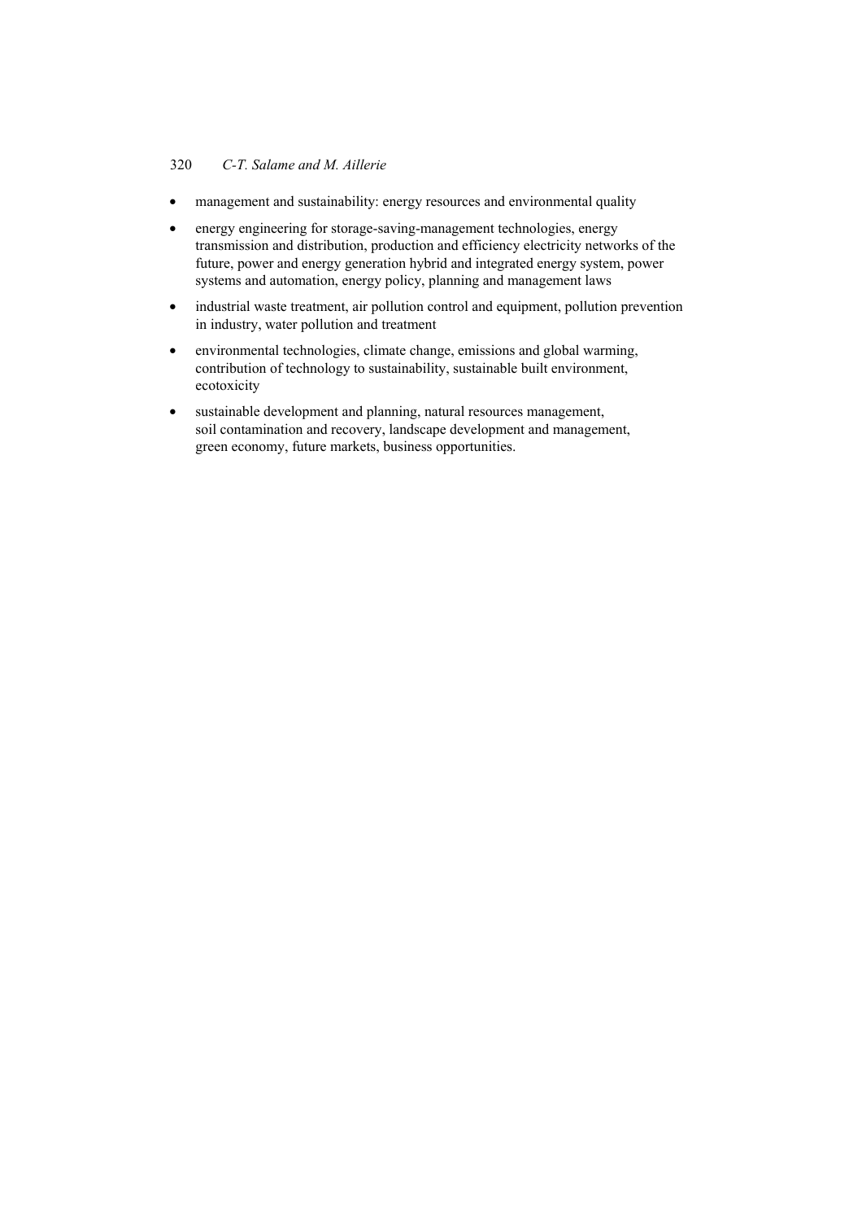- management and sustainability: energy resources and environmental quality
- energy engineering for storage-saving-management technologies, energy transmission and distribution, production and efficiency electricity networks of the future, power and energy generation hybrid and integrated energy system, power systems and automation, energy policy, planning and management laws
- industrial waste treatment, air pollution control and equipment, pollution prevention in industry, water pollution and treatment
- environmental technologies, climate change, emissions and global warming, contribution of technology to sustainability, sustainable built environment, ecotoxicity
- sustainable development and planning, natural resources management, soil contamination and recovery, landscape development and management, green economy, future markets, business opportunities.